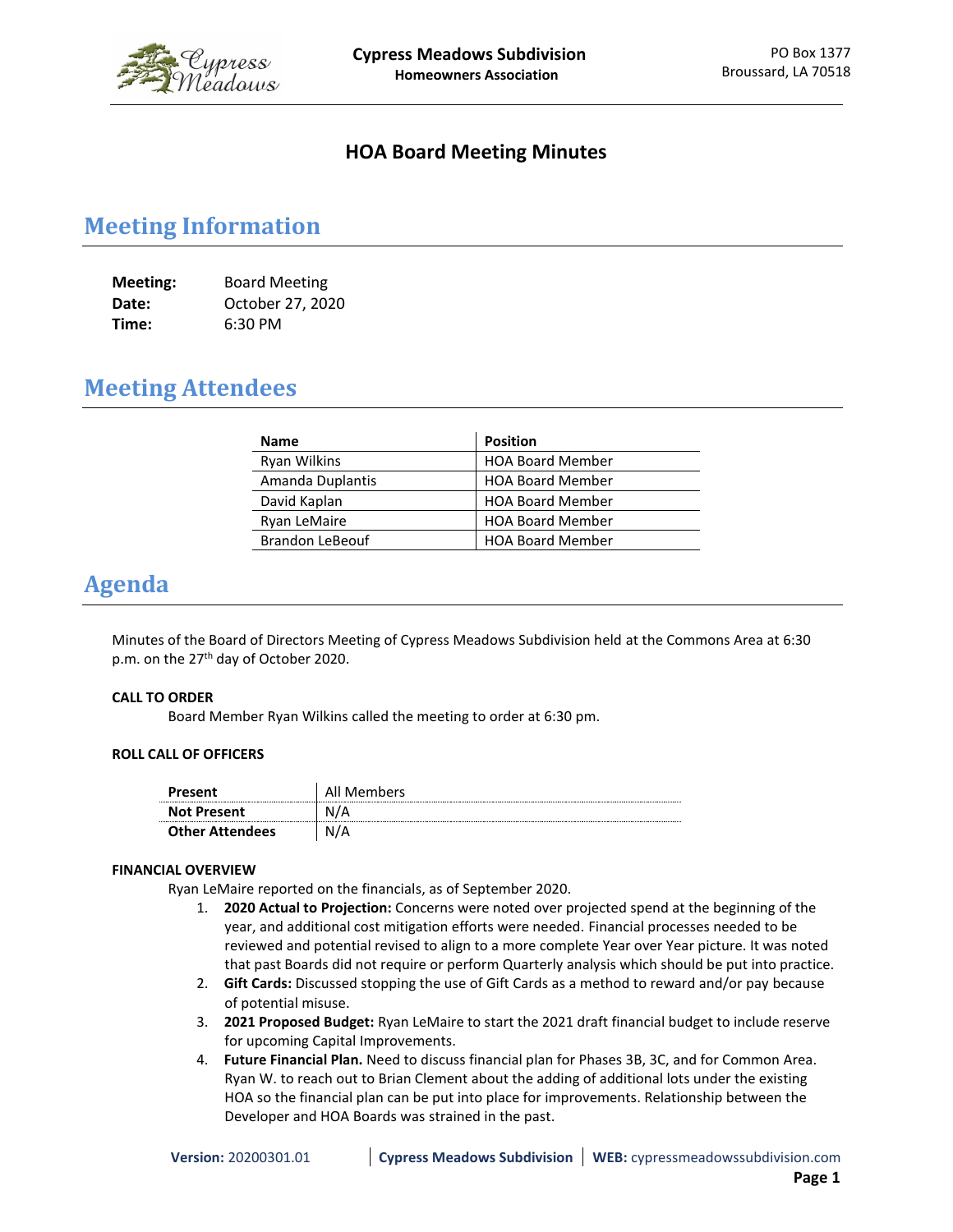**Cypress Meadows Subdivision**
**Homeowners Association**

PO Box 1377
Broussard, LA 70518

# HOA Board Meeting Minutes

## Meeting Information

| | |
|---|---|
| **Meeting:** | Board Meeting |
| **Date:** | October 27, 2020 |
| **Time:** | 6:30 PM |

## Meeting Attendees

| Name | Position |
|---|---|
| Ryan Wilkins | HOA Board Member |
| Amanda Duplantis | HOA Board Member |
| David Kaplan | HOA Board Member |
| Ryan LeMaire | HOA Board Member |
| Brandon LeBeouf | HOA Board Member |

## Agenda

Minutes of the Board of Directors Meeting of Cypress Meadows Subdivision held at the Commons Area at 6:30 p.m. on the 27th day of October 2020.

**CALL TO ORDER**

Board Member Ryan Wilkins called the meeting to order at 6:30 pm.

**ROLL CALL OF OFFICERS**

| | |
|---|---|
| **Present** | All Members |
| **Not Present** | N/A |
| **Other Attendees** | N/A |

**FINANCIAL OVERVIEW**

Ryan LeMaire reported on the financials, as of September 2020.

1. **2020 Actual to Projection:** Concerns were noted over projected spend at the beginning of the year, and additional cost mitigation efforts were needed. Financial processes needed to be reviewed and potential revised to align to a more complete Year over Year picture. It was noted that past Boards did not require or perform Quarterly analysis which should be put into practice.
2. **Gift Cards:** Discussed stopping the use of Gift Cards as a method to reward and/or pay because of potential misuse.
3. **2021 Proposed Budget:** Ryan LeMaire to start the 2021 draft financial budget to include reserve for upcoming Capital Improvements.
4. **Future Financial Plan.** Need to discuss financial plan for Phases 3B, 3C, and for Common Area. Ryan W. to reach out to Brian Clement about the adding of additional lots under the existing HOA so the financial plan can be put into place for improvements. Relationship between the Developer and HOA Boards was strained in the past.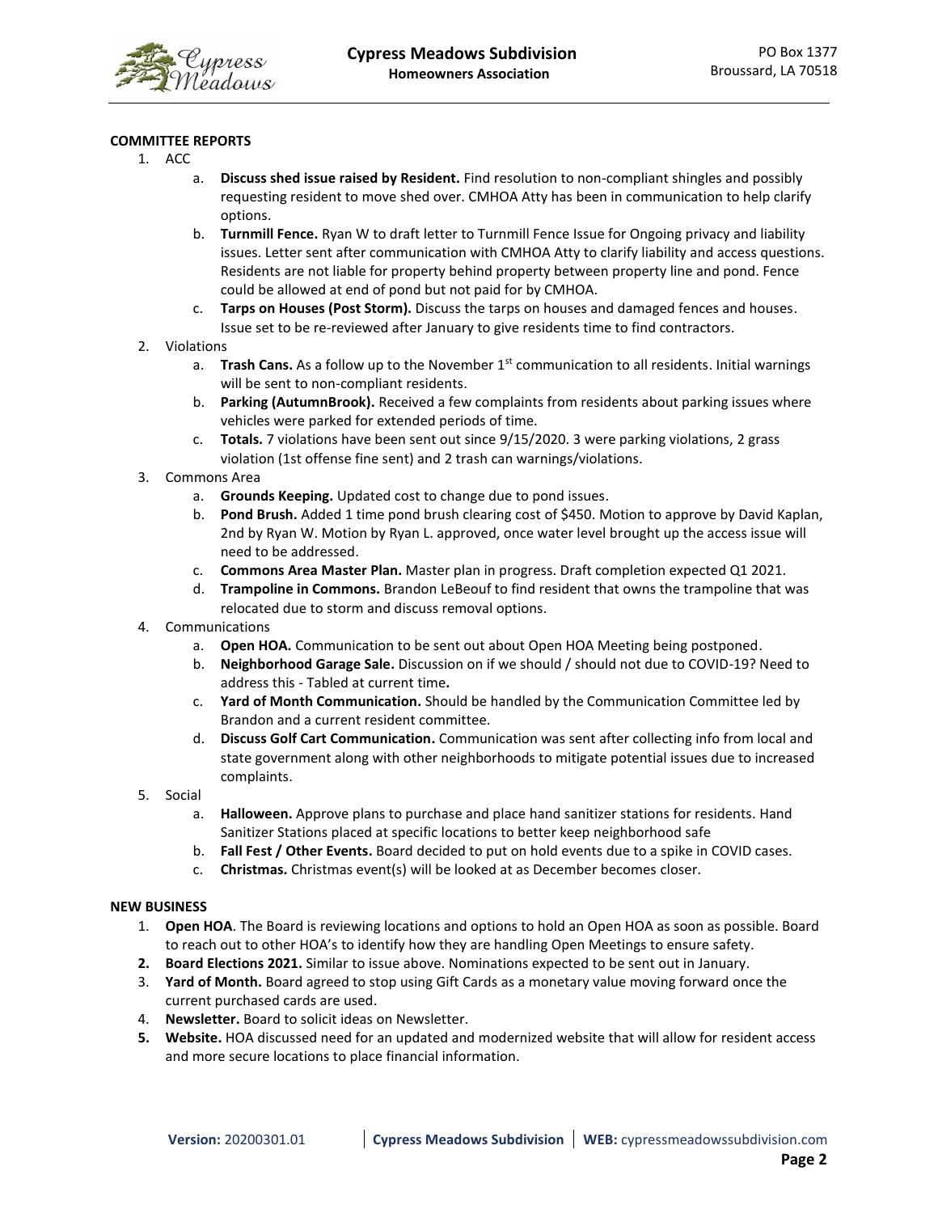**COMMITTEE REPORTS**

1. ACC
   a. **Discuss shed issue raised by Resident.** Find resolution to non-compliant shingles and possibly requesting resident to move shed over. CMHOA Atty has been in communication to help clarify options.
   b. **Turnmill Fence.** Ryan W to draft letter to Turnmill Fence Issue for Ongoing privacy and liability issues. Letter sent after communication with CMHOA Atty to clarify liability and access questions. Residents are not liable for property behind property between property line and pond. Fence could be allowed at end of pond but not paid for by CMHOA.
   c. **Tarps on Houses (Post Storm).** Discuss the tarps on houses and damaged fences and houses. Issue set to be re-reviewed after January to give residents time to find contractors.
2. Violations
   a. **Trash Cans.** As a follow up to the November 1st communication to all residents. Initial warnings will be sent to non-compliant residents.
   b. **Parking (AutumnBrook).** Received a few complaints from residents about parking issues where vehicles were parked for extended periods of time.
   c. **Totals.** 7 violations have been sent out since 9/15/2020. 3 were parking violations, 2 grass violation (1st offense fine sent) and 2 trash can warnings/violations.
3. Commons Area
   a. **Grounds Keeping.** Updated cost to change due to pond issues.
   b. **Pond Brush.** Added 1 time pond brush clearing cost of $450. Motion to approve by David Kaplan, 2nd by Ryan W. Motion by Ryan L. approved, once water level brought up the access issue will need to be addressed.
   c. **Commons Area Master Plan.** Master plan in progress. Draft completion expected Q1 2021.
   d. **Trampoline in Commons.** Brandon LeBeouf to find resident that owns the trampoline that was relocated due to storm and discuss removal options.
4. Communications
   a. **Open HOA.** Communication to be sent out about Open HOA Meeting being postponed.
   b. **Neighborhood Garage Sale.** Discussion on if we should / should not due to COVID-19? Need to address this - Tabled at current time**.**
   c. **Yard of Month Communication.** Should be handled by the Communication Committee led by Brandon and a current resident committee.
   d. **Discuss Golf Cart Communication.** Communication was sent after collecting info from local and state government along with other neighborhoods to mitigate potential issues due to increased complaints.
5. Social
   a. **Halloween.** Approve plans to purchase and place hand sanitizer stations for residents. Hand Sanitizer Stations placed at specific locations to better keep neighborhood safe
   b. **Fall Fest / Other Events.** Board decided to put on hold events due to a spike in COVID cases.
   c. **Christmas.** Christmas event(s) will be looked at as December becomes closer.

**NEW BUSINESS**

1. **Open HOA**. The Board is reviewing locations and options to hold an Open HOA as soon as possible. Board to reach out to other HOA's to identify how they are handling Open Meetings to ensure safety.
2. **Board Elections 2021.** Similar to issue above. Nominations expected to be sent out in January.
3. **Yard of Month.** Board agreed to stop using Gift Cards as a monetary value moving forward once the current purchased cards are used.
4. **Newsletter.** Board to solicit ideas on Newsletter.
5. **Website.** HOA discussed need for an updated and modernized website that will allow for resident access and more secure locations to place financial information.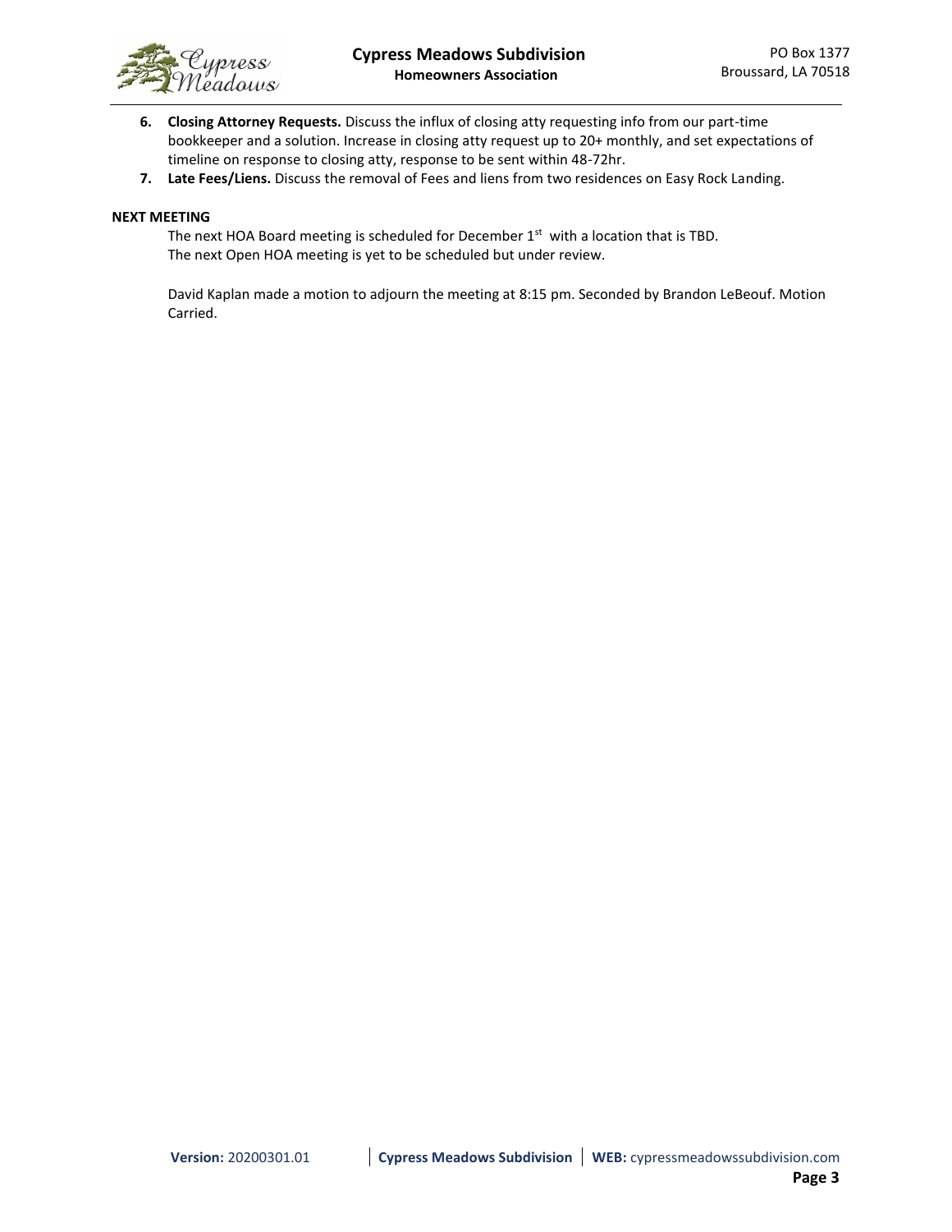6. **Closing Attorney Requests.** Discuss the influx of closing atty requesting info from our part-time bookkeeper and a solution. Increase in closing atty request up to 20+ monthly, and set expectations of timeline on response to closing atty, response to be sent within 48-72hr.
7. **Late Fees/Liens.** Discuss the removal of Fees and liens from two residences on Easy Rock Landing.

**NEXT MEETING**

The next HOA Board meeting is scheduled for December 1st with a location that is TBD.
The next Open HOA meeting is yet to be scheduled but under review.

David Kaplan made a motion to adjourn the meeting at 8:15 pm. Seconded by Brandon LeBeouf. Motion Carried.